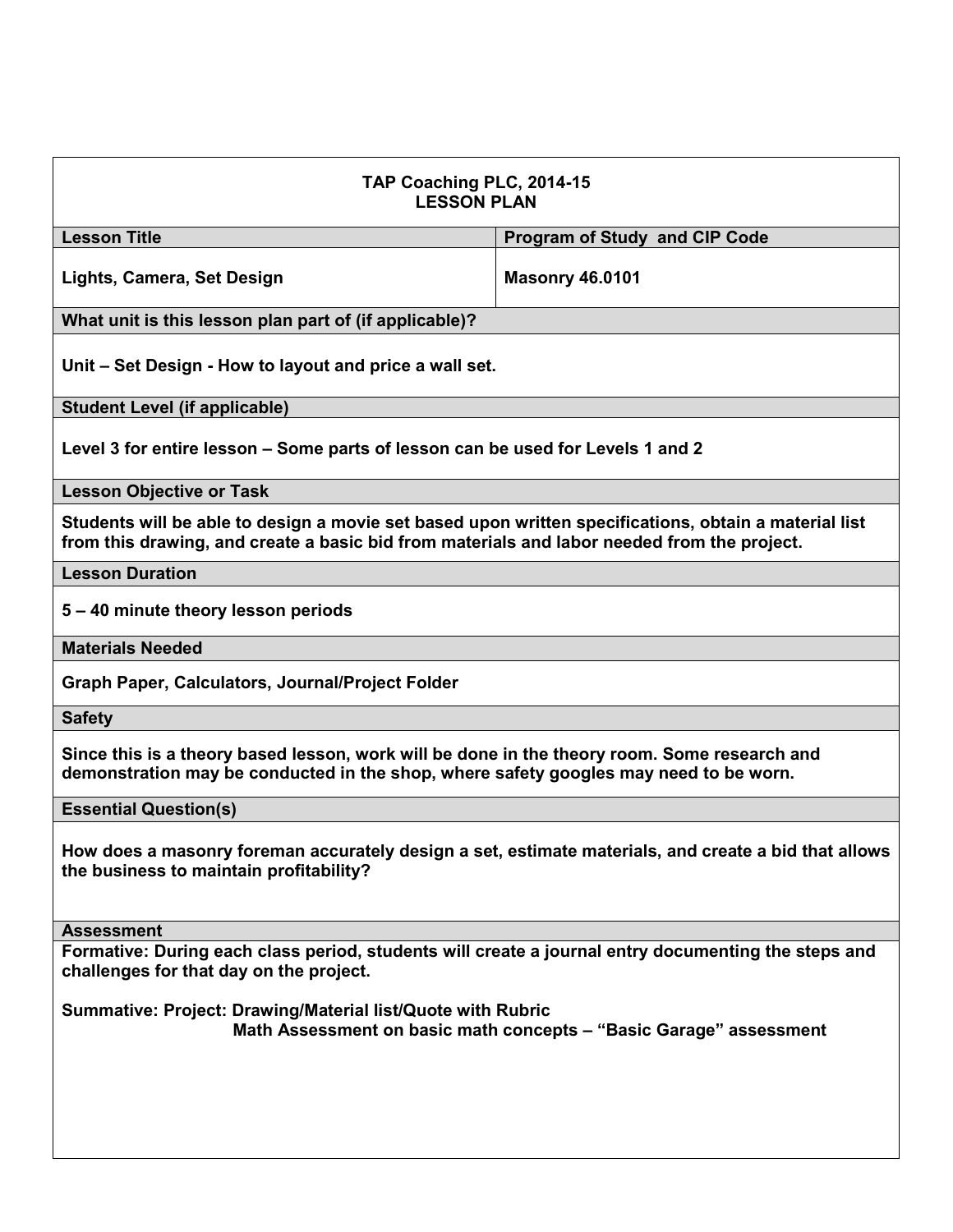**TAP Coaching PLC, 2014-15**
**LESSON PLAN**

| Lesson Title | Program of Study and CIP Code |
|---|---|
| Lights, Camera, Set Design | Masonry 46.0101 |

**What unit is this lesson plan part of (if applicable)?**

Unit – Set Design - How to layout and price a wall set.

**Student Level (if applicable)**

Level 3 for entire lesson – Some parts of lesson can be used for Levels 1 and 2

**Lesson Objective or Task**

Students will be able to design a movie set based upon written specifications, obtain a material list from this drawing, and create a basic bid from materials and labor needed from the project.

**Lesson Duration**

5 – 40 minute theory lesson periods

**Materials Needed**

Graph Paper, Calculators, Journal/Project Folder

**Safety**

Since this is a theory based lesson, work will be done in the theory room. Some research and demonstration may be conducted in the shop, where safety googles may need to be worn.

**Essential Question(s)**

How does a masonry foreman accurately design a set, estimate materials, and create a bid that allows the business to maintain profitability?

**Assessment**

Formative: During each class period, students will create a journal entry documenting the steps and challenges for that day on the project.

Summative: Project: Drawing/Material list/Quote with Rubric
Math Assessment on basic math concepts – "Basic Garage" assessment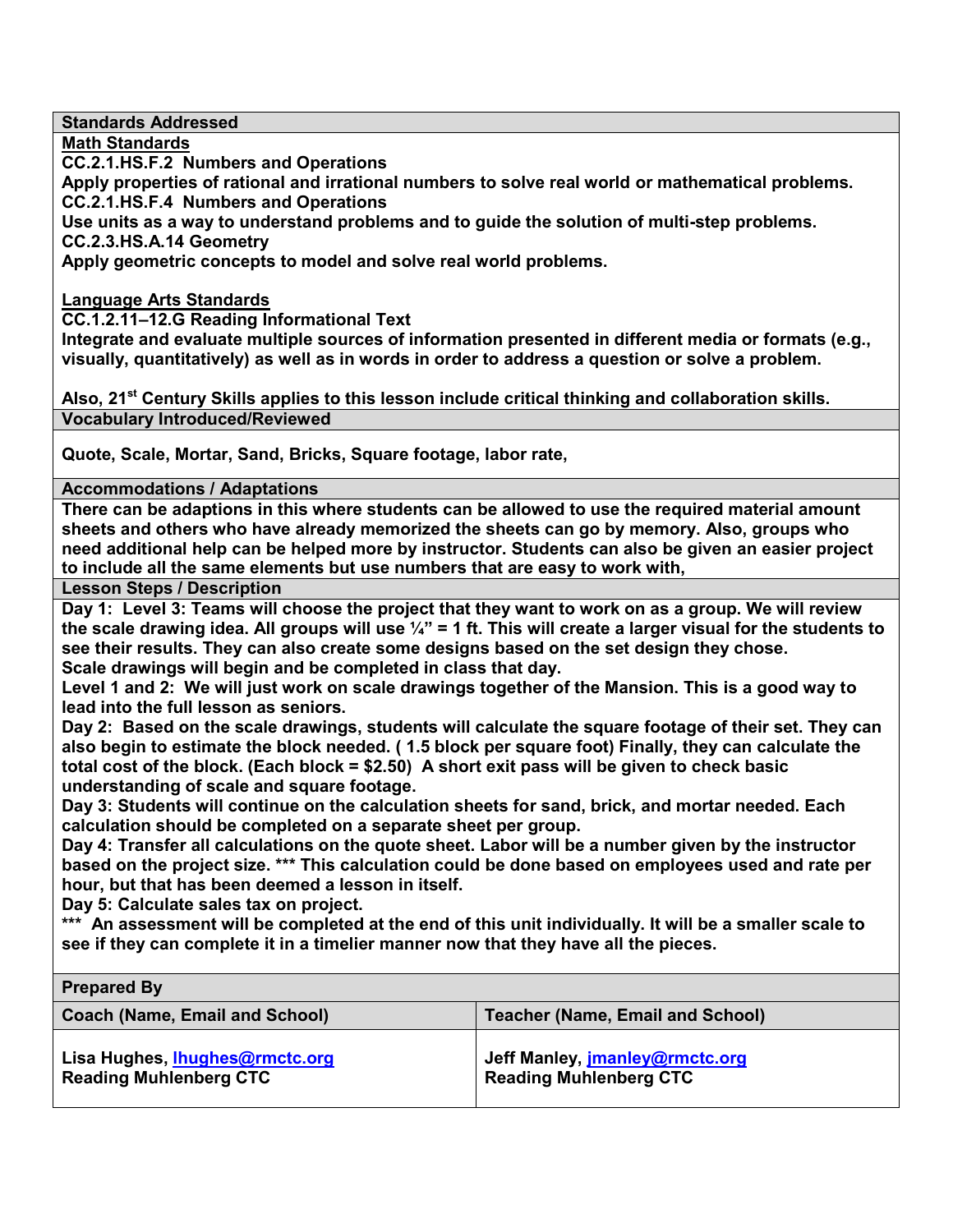## Standards Addressed

**Math Standards**

**CC.2.1.HS.F.2 Numbers and Operations**

**Apply properties of rational and irrational numbers to solve real world or mathematical problems.**

**CC.2.1.HS.F.4 Numbers and Operations**

**Use units as a way to understand problems and to guide the solution of multi-step problems.**

**CC.2.3.HS.A.14 Geometry**

**Apply geometric concepts to model and solve real world problems.**

**Language Arts Standards**

**CC.1.2.11–12.G Reading Informational Text**

**Integrate and evaluate multiple sources of information presented in different media or formats (e.g., visually, quantitatively) as well as in words in order to address a question or solve a problem.**

**Also, 21st Century Skills applies to this lesson include critical thinking and collaboration skills.**

## Vocabulary Introduced/Reviewed

**Quote, Scale, Mortar, Sand, Bricks, Square footage, labor rate,**

## Accommodations / Adaptations

**There can be adaptions in this where students can be allowed to use the required material amount sheets and others who have already memorized the sheets can go by memory. Also, groups who need additional help can be helped more by instructor. Students can also be given an easier project to include all the same elements but use numbers that are easy to work with,**

## Lesson Steps / Description

**Day 1: Level 3: Teams will choose the project that they want to work on as a group. We will review the scale drawing idea. All groups will use ¼" = 1 ft. This will create a larger visual for the students to see their results. They can also create some designs based on the set design they chose.**
**Scale drawings will begin and be completed in class that day.**
**Level 1 and 2: We will just work on scale drawings together of the Mansion. This is a good way to lead into the full lesson as seniors.**
**Day 2: Based on the scale drawings, students will calculate the square footage of their set. They can also begin to estimate the block needed. ( 1.5 block per square foot) Finally, they can calculate the total cost of the block. (Each block = $2.50) A short exit pass will be given to check basic understanding of scale and square footage.**
**Day 3: Students will continue on the calculation sheets for sand, brick, and mortar needed. Each calculation should be completed on a separate sheet per group.**
**Day 4: Transfer all calculations on the quote sheet. Labor will be a number given by the instructor based on the project size. *** This calculation could be done based on employees used and rate per hour, but that has been deemed a lesson in itself.**
**Day 5: Calculate sales tax on project.**
**\*\*\* An assessment will be completed at the end of this unit individually. It will be a smaller scale to see if they can complete it in a timelier manner now that they have all the pieces.**

## Prepared By

| Coach (Name, Email and School) | Teacher (Name, Email and School) |
|---|---|
| **Lisa Hughes, lhughes@rmctc.org**<br>**Reading Muhlenberg CTC** | **Jeff Manley, jmanley@rmctc.org**<br>**Reading Muhlenberg CTC** |